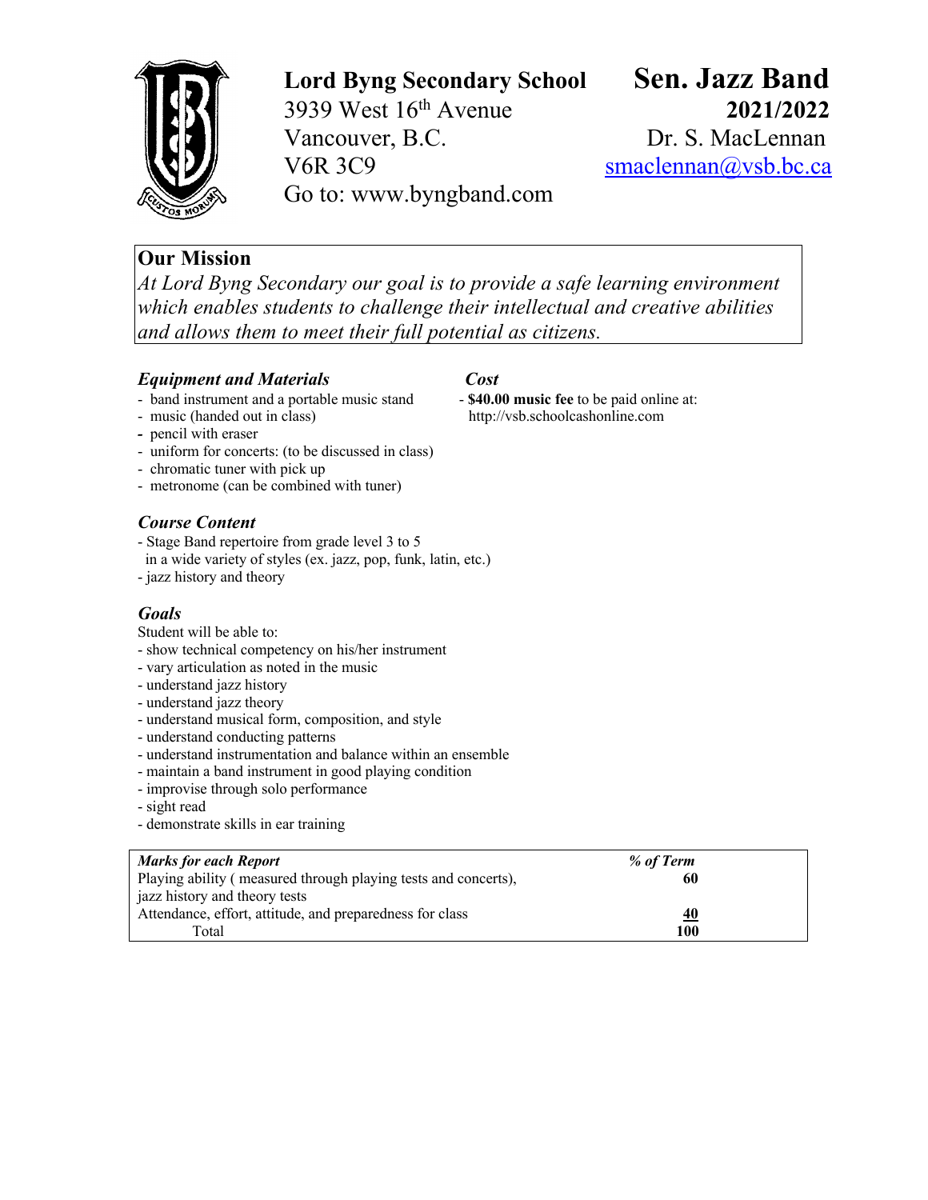**Lord Byng Secondary School**
3939 West 16th Avenue
Vancouver, B.C.
V6R 3C9
Go to: www.byngband.com

# Sen. Jazz Band

**2021/2022**
Dr. S. MacLennan
smaclennan@vsb.bc.ca

## Our Mission

*At Lord Byng Secondary our goal is to provide a safe learning environment which enables students to challenge their intellectual and creative abilities and allows them to meet their full potential as citizens.*

### *Equipment and Materials*

- band instrument and a portable music stand
- music (handed out in class)
- pencil with eraser
- uniform for concerts: (to be discussed in class)
- chromatic tuner with pick up
- metronome (can be combined with tuner)

### *Cost*

- **$40.00 music fee** to be paid online at: http://vsb.schoolcashonline.com

### *Course Content*

- Stage Band repertoire from grade level 3 to 5 in a wide variety of styles (ex. jazz, pop, funk, latin, etc.)
- jazz history and theory

### *Goals*

Student will be able to:

- show technical competency on his/her instrument
- vary articulation as noted in the music
- understand jazz history
- understand jazz theory
- understand musical form, composition, and style
- understand conducting patterns
- understand instrumentation and balance within an ensemble
- maintain a band instrument in good playing condition
- improvise through solo performance
- sight read
- demonstrate skills in ear training

| *Marks for each Report* | *% of Term* |
|---|---|
| Playing ability ( measured through playing tests and concerts), jazz history and theory tests | **60** |
| Attendance, effort, attitude, and preparedness for class | **40** |
| Total | **100** |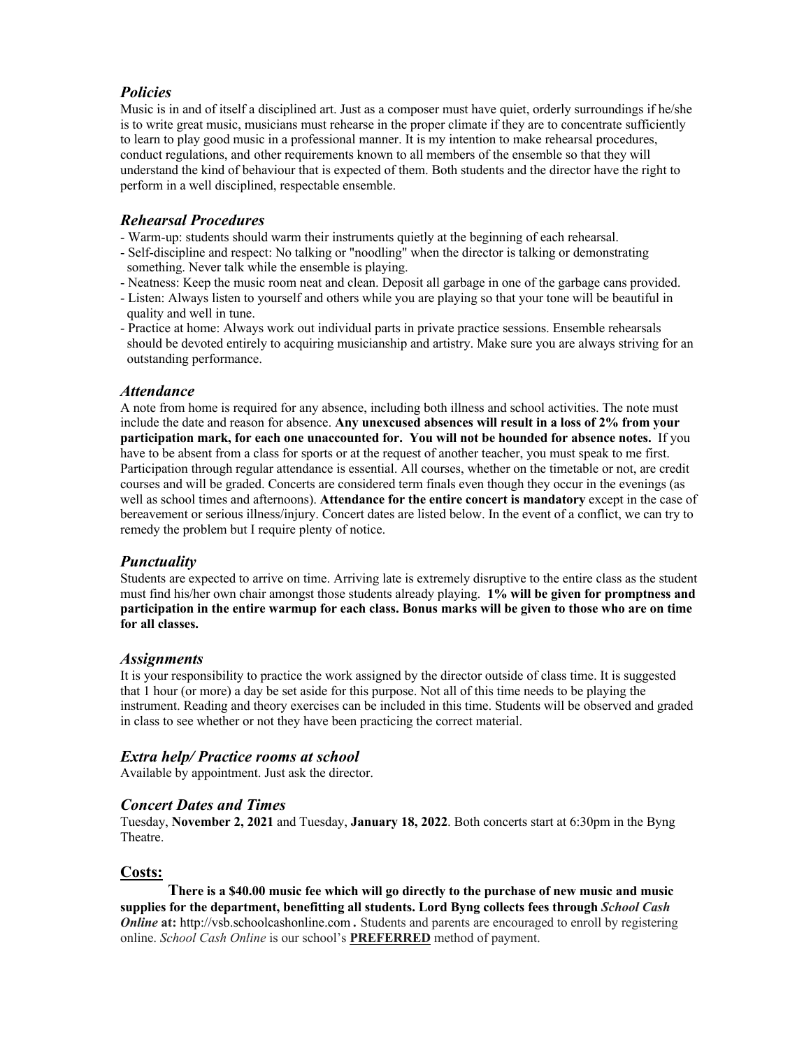## *Policies*

Music is in and of itself a disciplined art. Just as a composer must have quiet, orderly surroundings if he/she is to write great music, musicians must rehearse in the proper climate if they are to concentrate sufficiently to learn to play good music in a professional manner. It is my intention to make rehearsal procedures, conduct regulations, and other requirements known to all members of the ensemble so that they will understand the kind of behaviour that is expected of them. Both students and the director have the right to perform in a well disciplined, respectable ensemble.

## *Rehearsal Procedures*

- Warm-up: students should warm their instruments quietly at the beginning of each rehearsal.
- Self-discipline and respect: No talking or "noodling" when the director is talking or demonstrating something. Never talk while the ensemble is playing.
- Neatness: Keep the music room neat and clean. Deposit all garbage in one of the garbage cans provided.
- Listen: Always listen to yourself and others while you are playing so that your tone will be beautiful in quality and well in tune.
- Practice at home: Always work out individual parts in private practice sessions. Ensemble rehearsals should be devoted entirely to acquiring musicianship and artistry. Make sure you are always striving for an outstanding performance.

## *Attendance*

A note from home is required for any absence, including both illness and school activities. The note must include the date and reason for absence. **Any unexcused absences will result in a loss of 2% from your participation mark, for each one unaccounted for. You will not be hounded for absence notes.** If you have to be absent from a class for sports or at the request of another teacher, you must speak to me first. Participation through regular attendance is essential. All courses, whether on the timetable or not, are credit courses and will be graded. Concerts are considered term finals even though they occur in the evenings (as well as school times and afternoons). **Attendance for the entire concert is mandatory** except in the case of bereavement or serious illness/injury. Concert dates are listed below. In the event of a conflict, we can try to remedy the problem but I require plenty of notice.

## *Punctuality*

Students are expected to arrive on time. Arriving late is extremely disruptive to the entire class as the student must find his/her own chair amongst those students already playing. **1% will be given for promptness and participation in the entire warmup for each class. Bonus marks will be given to those who are on time for all classes.**

## *Assignments*

It is your responsibility to practice the work assigned by the director outside of class time. It is suggested that 1 hour (or more) a day be set aside for this purpose. Not all of this time needs to be playing the instrument. Reading and theory exercises can be included in this time. Students will be observed and graded in class to see whether or not they have been practicing the correct material.

## *Extra help/ Practice rooms at school*

Available by appointment. Just ask the director.

## *Concert Dates and Times*

Tuesday, **November 2, 2021** and Tuesday, **January 18, 2022**. Both concerts start at 6:30pm in the Byng Theatre.

## Costs:

**There is a $40.00 music fee which will go directly to the purchase of new music and music supplies for the department, benefitting all students. Lord Byng collects fees through *School Cash Online* at:** http://vsb.schoolcashonline.com **.** Students and parents are encouraged to enroll by registering online. *School Cash Online* is our school's **PREFERRED** method of payment.